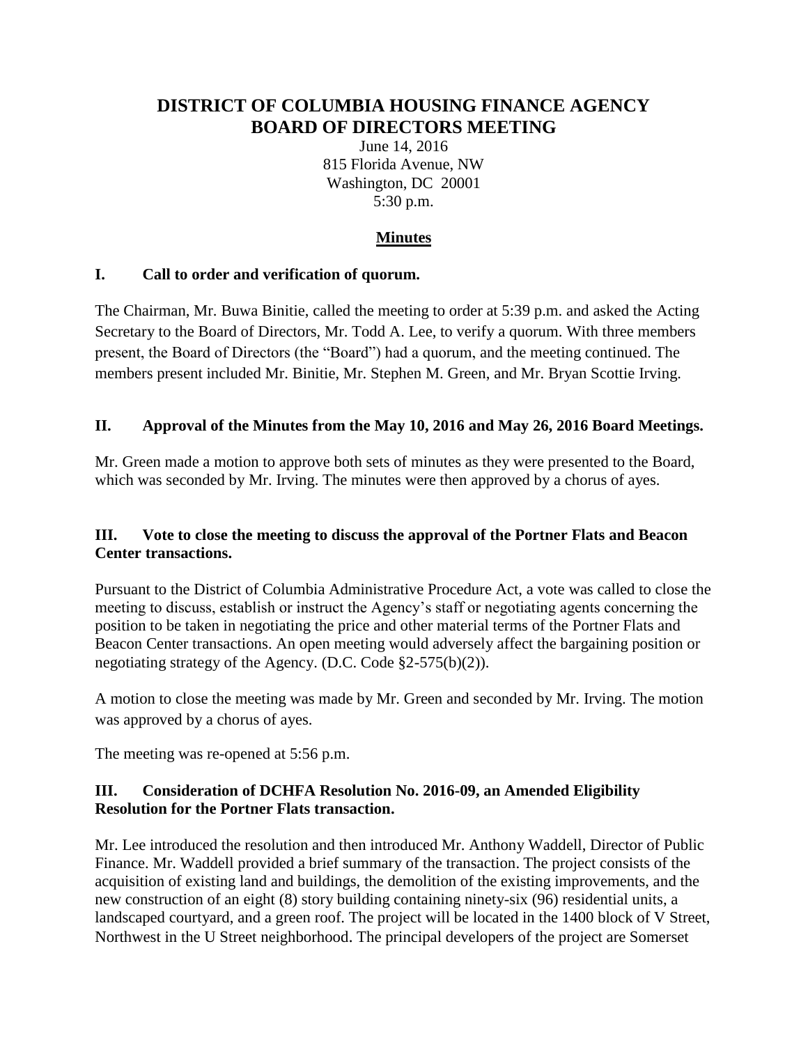# DISTRICT OF COLUMBIA HOUSING FINANCE AGENCY BOARD OF DIRECTORS MEETING

June 14, 2016
815 Florida Avenue, NW
Washington, DC 20001
5:30 p.m.

## Minutes

### I. Call to order and verification of quorum.

The Chairman, Mr. Buwa Binitie, called the meeting to order at 5:39 p.m. and asked the Acting Secretary to the Board of Directors, Mr. Todd A. Lee, to verify a quorum. With three members present, the Board of Directors (the "Board") had a quorum, and the meeting continued. The members present included Mr. Binitie, Mr. Stephen M. Green, and Mr. Bryan Scottie Irving.

### II. Approval of the Minutes from the May 10, 2016 and May 26, 2016 Board Meetings.

Mr. Green made a motion to approve both sets of minutes as they were presented to the Board, which was seconded by Mr. Irving. The minutes were then approved by a chorus of ayes.

### III. Vote to close the meeting to discuss the approval of the Portner Flats and Beacon Center transactions.

Pursuant to the District of Columbia Administrative Procedure Act, a vote was called to close the meeting to discuss, establish or instruct the Agency's staff or negotiating agents concerning the position to be taken in negotiating the price and other material terms of the Portner Flats and Beacon Center transactions. An open meeting would adversely affect the bargaining position or negotiating strategy of the Agency. (D.C. Code §2-575(b)(2)).

A motion to close the meeting was made by Mr. Green and seconded by Mr. Irving. The motion was approved by a chorus of ayes.

The meeting was re-opened at 5:56 p.m.

### III. Consideration of DCHFA Resolution No. 2016-09, an Amended Eligibility Resolution for the Portner Flats transaction.

Mr. Lee introduced the resolution and then introduced Mr. Anthony Waddell, Director of Public Finance. Mr. Waddell provided a brief summary of the transaction. The project consists of the acquisition of existing land and buildings, the demolition of the existing improvements, and the new construction of an eight (8) story building containing ninety-six (96) residential units, a landscaped courtyard, and a green roof. The project will be located in the 1400 block of V Street, Northwest in the U Street neighborhood. The principal developers of the project are Somerset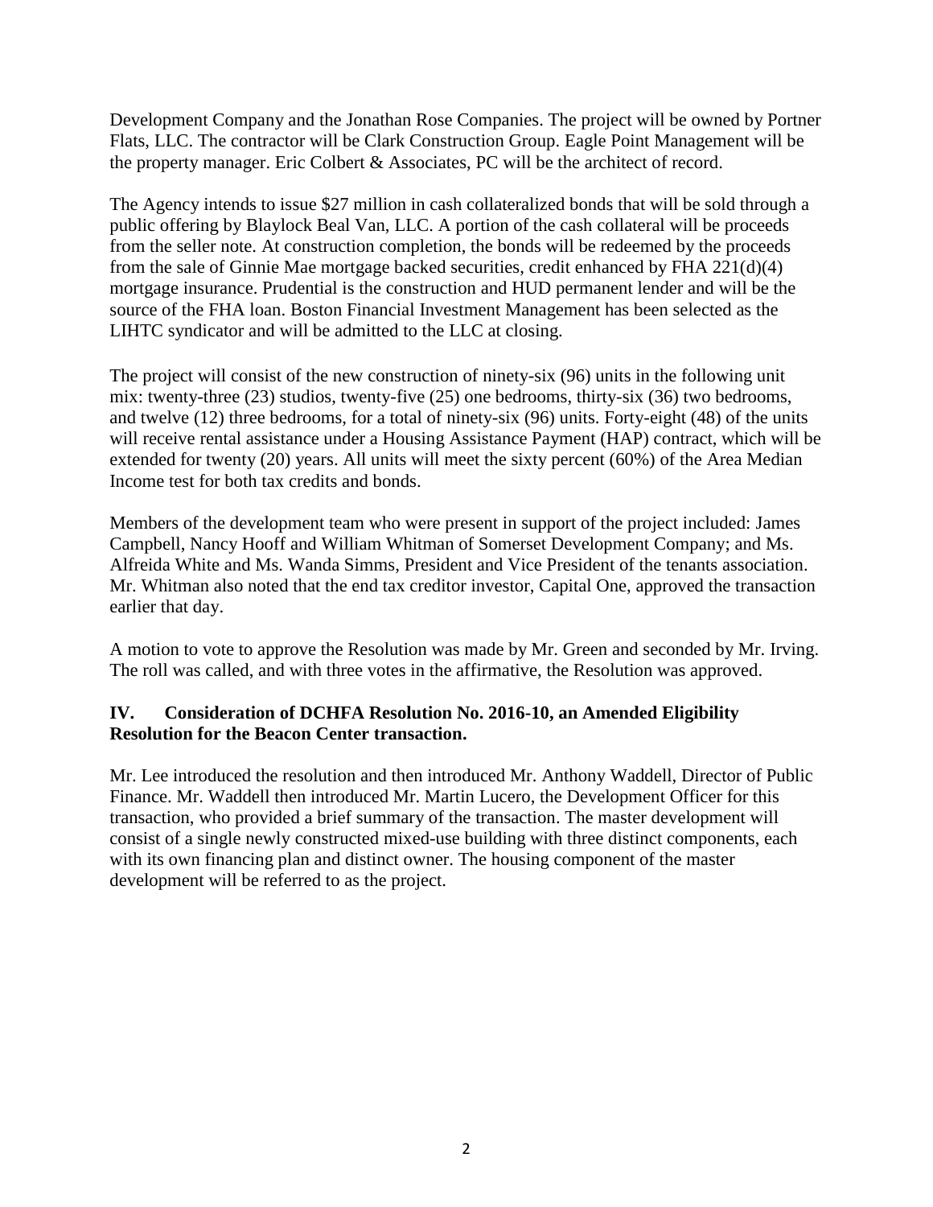Development Company and the Jonathan Rose Companies. The project will be owned by Portner Flats, LLC. The contractor will be Clark Construction Group. Eagle Point Management will be the property manager. Eric Colbert & Associates, PC will be the architect of record.

The Agency intends to issue $27 million in cash collateralized bonds that will be sold through a public offering by Blaylock Beal Van, LLC. A portion of the cash collateral will be proceeds from the seller note. At construction completion, the bonds will be redeemed by the proceeds from the sale of Ginnie Mae mortgage backed securities, credit enhanced by FHA 221(d)(4) mortgage insurance. Prudential is the construction and HUD permanent lender and will be the source of the FHA loan. Boston Financial Investment Management has been selected as the LIHTC syndicator and will be admitted to the LLC at closing.

The project will consist of the new construction of ninety-six (96) units in the following unit mix: twenty-three (23) studios, twenty-five (25) one bedrooms, thirty-six (36) two bedrooms, and twelve (12) three bedrooms, for a total of ninety-six (96) units. Forty-eight (48) of the units will receive rental assistance under a Housing Assistance Payment (HAP) contract, which will be extended for twenty (20) years. All units will meet the sixty percent (60%) of the Area Median Income test for both tax credits and bonds.

Members of the development team who were present in support of the project included: James Campbell, Nancy Hooff and William Whitman of Somerset Development Company; and Ms. Alfreida White and Ms. Wanda Simms, President and Vice President of the tenants association. Mr. Whitman also noted that the end tax creditor investor, Capital One, approved the transaction earlier that day.

A motion to vote to approve the Resolution was made by Mr. Green and seconded by Mr. Irving. The roll was called, and with three votes in the affirmative, the Resolution was approved.

## IV. Consideration of DCHFA Resolution No. 2016-10, an Amended Eligibility Resolution for the Beacon Center transaction.

Mr. Lee introduced the resolution and then introduced Mr. Anthony Waddell, Director of Public Finance. Mr. Waddell then introduced Mr. Martin Lucero, the Development Officer for this transaction, who provided a brief summary of the transaction. The master development will consist of a single newly constructed mixed-use building with three distinct components, each with its own financing plan and distinct owner. The housing component of the master development will be referred to as the project.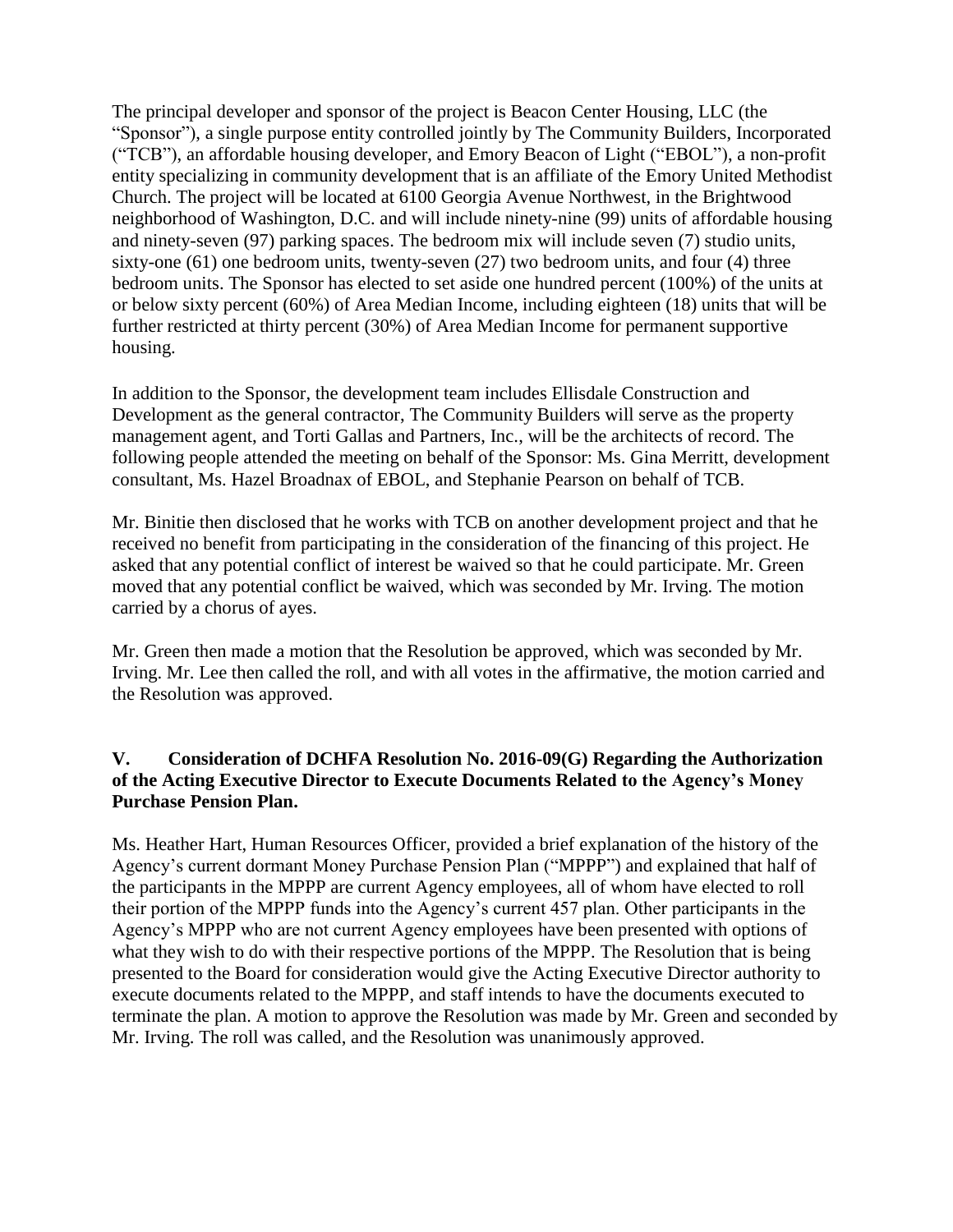The principal developer and sponsor of the project is Beacon Center Housing, LLC (the "Sponsor"), a single purpose entity controlled jointly by The Community Builders, Incorporated ("TCB"), an affordable housing developer, and Emory Beacon of Light ("EBOL"), a non-profit entity specializing in community development that is an affiliate of the Emory United Methodist Church. The project will be located at 6100 Georgia Avenue Northwest, in the Brightwood neighborhood of Washington, D.C. and will include ninety-nine (99) units of affordable housing and ninety-seven (97) parking spaces. The bedroom mix will include seven (7) studio units, sixty-one (61) one bedroom units, twenty-seven (27) two bedroom units, and four (4) three bedroom units. The Sponsor has elected to set aside one hundred percent (100%) of the units at or below sixty percent (60%) of Area Median Income, including eighteen (18) units that will be further restricted at thirty percent (30%) of Area Median Income for permanent supportive housing.

In addition to the Sponsor, the development team includes Ellisdale Construction and Development as the general contractor, The Community Builders will serve as the property management agent, and Torti Gallas and Partners, Inc., will be the architects of record. The following people attended the meeting on behalf of the Sponsor: Ms. Gina Merritt, development consultant, Ms. Hazel Broadnax of EBOL, and Stephanie Pearson on behalf of TCB.

Mr. Binitie then disclosed that he works with TCB on another development project and that he received no benefit from participating in the consideration of the financing of this project. He asked that any potential conflict of interest be waived so that he could participate. Mr. Green moved that any potential conflict be waived, which was seconded by Mr. Irving. The motion carried by a chorus of ayes.

Mr. Green then made a motion that the Resolution be approved, which was seconded by Mr. Irving. Mr. Lee then called the roll, and with all votes in the affirmative, the motion carried and the Resolution was approved.

## V. Consideration of DCHFA Resolution No. 2016-09(G) Regarding the Authorization of the Acting Executive Director to Execute Documents Related to the Agency's Money Purchase Pension Plan.

Ms. Heather Hart, Human Resources Officer, provided a brief explanation of the history of the Agency's current dormant Money Purchase Pension Plan ("MPPP") and explained that half of the participants in the MPPP are current Agency employees, all of whom have elected to roll their portion of the MPPP funds into the Agency's current 457 plan. Other participants in the Agency's MPPP who are not current Agency employees have been presented with options of what they wish to do with their respective portions of the MPPP. The Resolution that is being presented to the Board for consideration would give the Acting Executive Director authority to execute documents related to the MPPP, and staff intends to have the documents executed to terminate the plan. A motion to approve the Resolution was made by Mr. Green and seconded by Mr. Irving. The roll was called, and the Resolution was unanimously approved.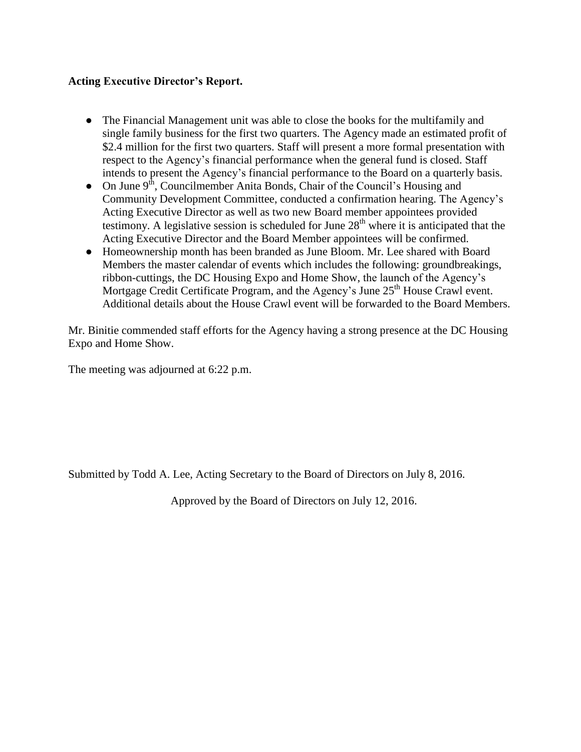**Acting Executive Director's Report.**

- The Financial Management unit was able to close the books for the multifamily and single family business for the first two quarters. The Agency made an estimated profit of $2.4 million for the first two quarters. Staff will present a more formal presentation with respect to the Agency's financial performance when the general fund is closed. Staff intends to present the Agency's financial performance to the Board on a quarterly basis.
- On June 9th, Councilmember Anita Bonds, Chair of the Council's Housing and Community Development Committee, conducted a confirmation hearing. The Agency's Acting Executive Director as well as two new Board member appointees provided testimony. A legislative session is scheduled for June 28th where it is anticipated that the Acting Executive Director and the Board Member appointees will be confirmed.
- Homeownership month has been branded as June Bloom. Mr. Lee shared with Board Members the master calendar of events which includes the following: groundbreakings, ribbon-cuttings, the DC Housing Expo and Home Show, the launch of the Agency's Mortgage Credit Certificate Program, and the Agency's June 25th House Crawl event. Additional details about the House Crawl event will be forwarded to the Board Members.

Mr. Binitie commended staff efforts for the Agency having a strong presence at the DC Housing Expo and Home Show.

The meeting was adjourned at 6:22 p.m.

Submitted by Todd A. Lee, Acting Secretary to the Board of Directors on July 8, 2016.

Approved by the Board of Directors on July 12, 2016.